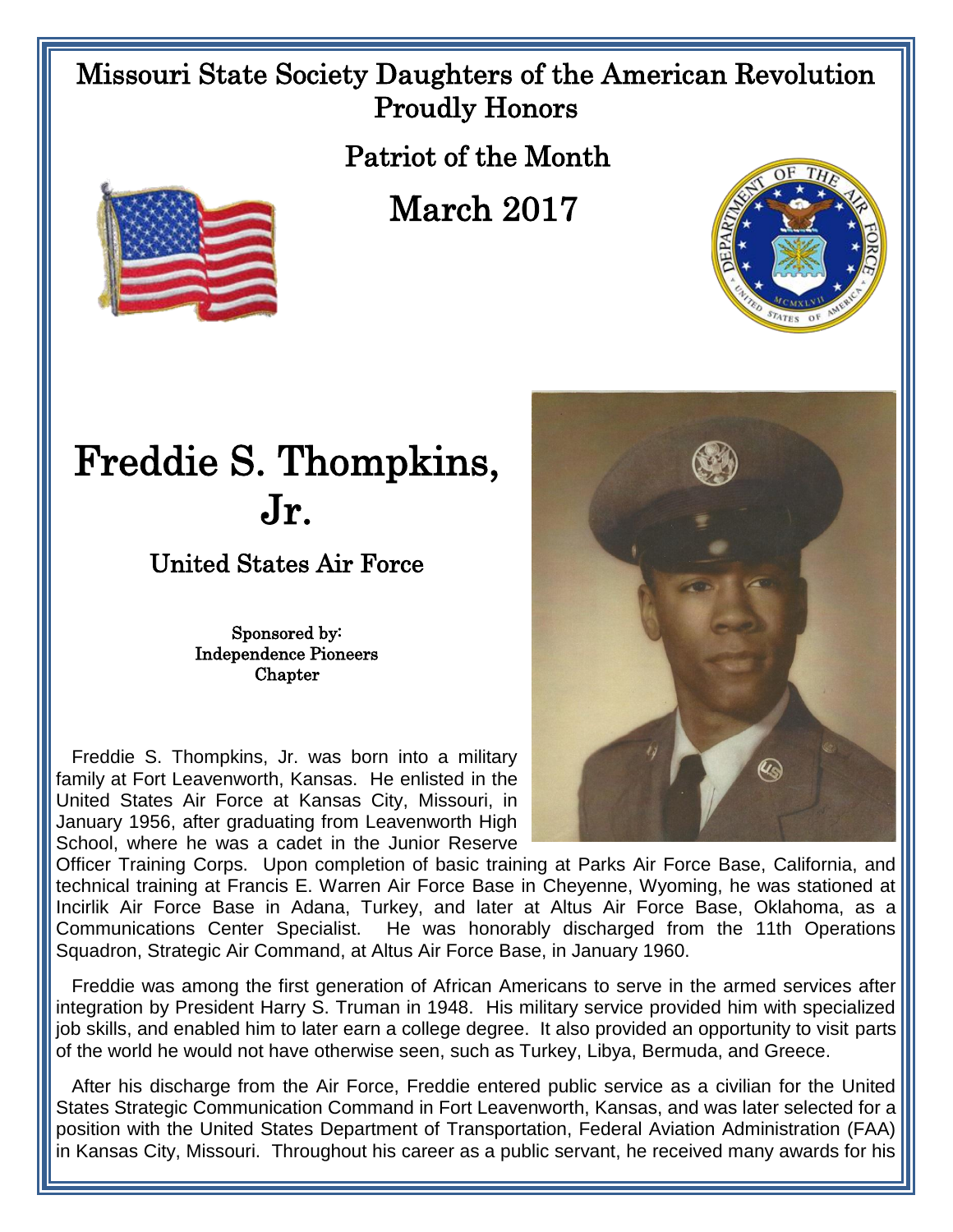Missouri State Society Daughters of the American Revolution
Proudly Honors

Patriot of the Month

March 2017

# Freddie S. Thompkins, Jr.

## United States Air Force

Sponsored by:
Independence Pioneers Chapter

Freddie S. Thompkins, Jr. was born into a military family at Fort Leavenworth, Kansas. He enlisted in the United States Air Force at Kansas City, Missouri, in January 1956, after graduating from Leavenworth High School, where he was a cadet in the Junior Reserve Officer Training Corps. Upon completion of basic training at Parks Air Force Base, California, and technical training at Francis E. Warren Air Force Base in Cheyenne, Wyoming, he was stationed at Incirlik Air Force Base in Adana, Turkey, and later at Altus Air Force Base, Oklahoma, as a Communications Center Specialist. He was honorably discharged from the 11th Operations Squadron, Strategic Air Command, at Altus Air Force Base, in January 1960.

Freddie was among the first generation of African Americans to serve in the armed services after integration by President Harry S. Truman in 1948. His military service provided him with specialized job skills, and enabled him to later earn a college degree. It also provided an opportunity to visit parts of the world he would not have otherwise seen, such as Turkey, Libya, Bermuda, and Greece.

After his discharge from the Air Force, Freddie entered public service as a civilian for the United States Strategic Communication Command in Fort Leavenworth, Kansas, and was later selected for a position with the United States Department of Transportation, Federal Aviation Administration (FAA) in Kansas City, Missouri. Throughout his career as a public servant, he received many awards for his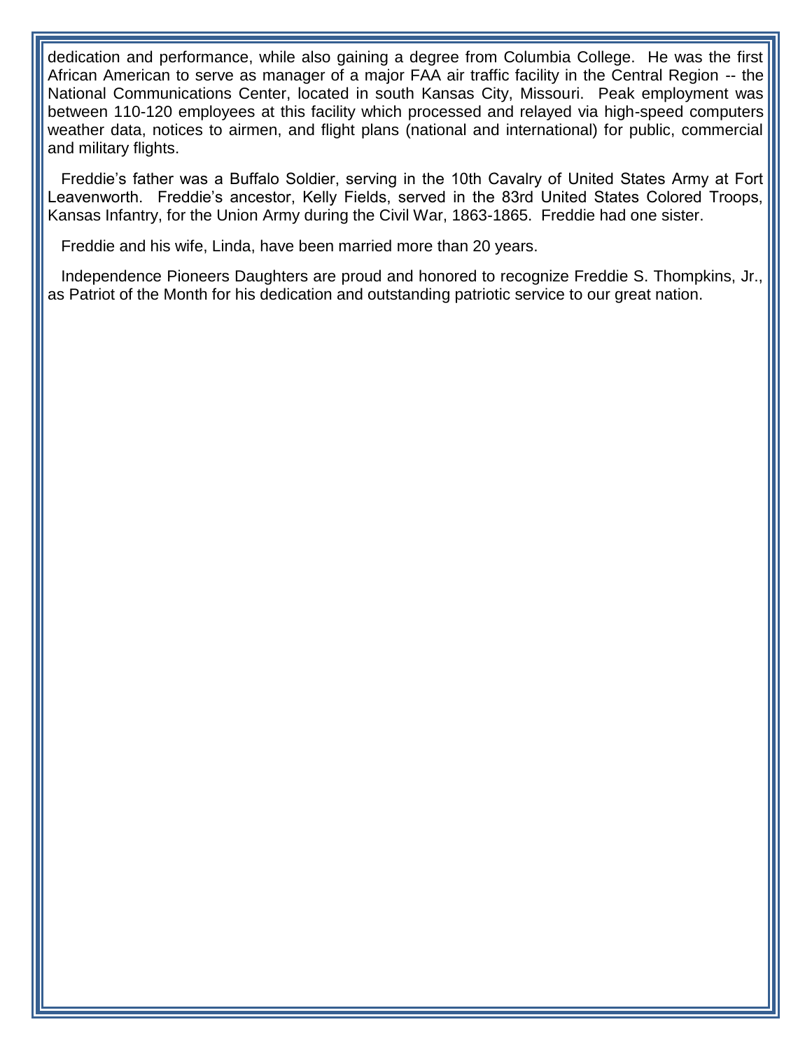dedication and performance, while also gaining a degree from Columbia College. He was the first African American to serve as manager of a major FAA air traffic facility in the Central Region -- the National Communications Center, located in south Kansas City, Missouri. Peak employment was between 110-120 employees at this facility which processed and relayed via high-speed computers weather data, notices to airmen, and flight plans (national and international) for public, commercial and military flights.

Freddie's father was a Buffalo Soldier, serving in the 10th Cavalry of United States Army at Fort Leavenworth. Freddie's ancestor, Kelly Fields, served in the 83rd United States Colored Troops, Kansas Infantry, for the Union Army during the Civil War, 1863-1865. Freddie had one sister.

Freddie and his wife, Linda, have been married more than 20 years.

Independence Pioneers Daughters are proud and honored to recognize Freddie S. Thompkins, Jr., as Patriot of the Month for his dedication and outstanding patriotic service to our great nation.